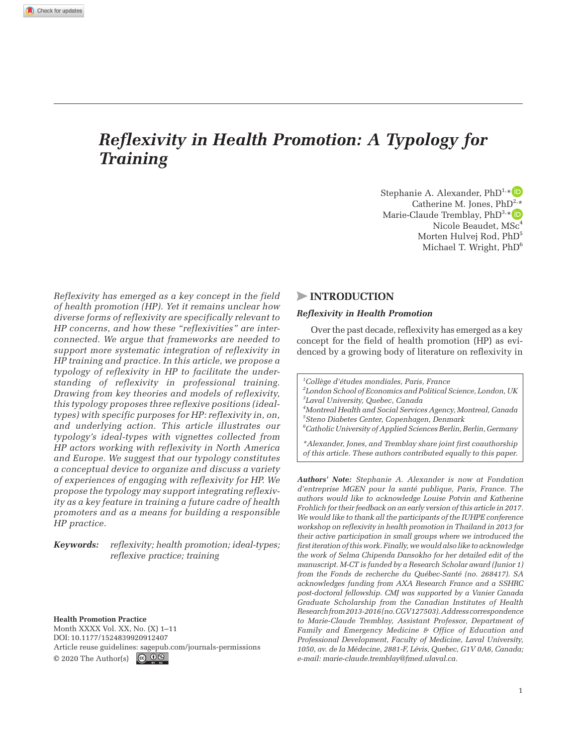# *Reflexivity in Health Promotion: A Typology for Training*

Stephanie A. Alexander, PhD[1,*]
Catherine M. Jones, PhD[2,*]
Marie-Claude Tremblay, PhD[3,*]
Nicole Beaudet, MSc[4]
Morten Hulvej Rod, PhD[5]
Michael T. Wright, PhD[6]

*Reflexivity has emerged as a key concept in the field of health promotion (HP). Yet it remains unclear how diverse forms of reflexivity are specifically relevant to HP concerns, and how these "reflexivities" are interconnected. We argue that frameworks are needed to support more systematic integration of reflexivity in HP training and practice. In this article, we propose a typology of reflexivity in HP to facilitate the understanding of reflexivity in professional training. Drawing from key theories and models of reflexivity, this typology proposes three reflexive positions (ideal-types) with specific purposes for HP: reflexivity in, on, and underlying action. This article illustrates our typology's ideal-types with vignettes collected from HP actors working with reflexivity in North America and Europe. We suggest that our typology constitutes a conceptual device to organize and discuss a variety of experiences of engaging with reflexivity for HP. We propose the typology may support integrating reflexivity as a key feature in training a future cadre of health promoters and as a means for building a responsible HP practice.*

**Keywords:** *reflexivity; health promotion; ideal-types; reflexive practice; training*

**Health Promotion Practice**
Month XXXX Vol. XX, No. (X) 1–11
DOI: 10.1177/1524839920912407
Article reuse guidelines: sagepub.com/journals-permissions
© 2020 The Author(s)

## INTRODUCTION

### *Reflexivity in Health Promotion*

Over the past decade, reflexivity has emerged as a key concept for the field of health promotion (HP) as evidenced by a growing body of literature on reflexivity in

*[1]Collège d'études mondiales, Paris, France*
*[2]London School of Economics and Political Science, London, UK*
*[3]Laval University, Quebec, Canada*
*[4]Montreal Health and Social Services Agency, Montreal, Canada*
*[5]Steno Diabetes Center, Copenhagen, Denmark*
*[6]Catholic University of Applied Sciences Berlin, Berlin, Germany*

**Alexander, Jones, and Tremblay share joint first coauthorship of this article. These authors contributed equally to this paper.*

***Authors' Note:*** *Stephanie A. Alexander is now at Fondation d'entreprise MGEN pour la santé publique, Paris, France. The authors would like to acknowledge Louise Potvin and Katherine Frohlich for their feedback on an early version of this article in 2017. We would like to thank all the participants of the IUHPE conference workshop on reflexivity in health promotion in Thailand in 2013 for their active participation in small groups where we introduced the first iteration of this work. Finally, we would also like to acknowledge the work of Selma Chipenda Dansokho for her detailed edit of the manuscript. M-CT is funded by a Research Scholar award (Junior 1) from the Fonds de recherche du Québec-Santé (no. 268417). SA acknowledges funding from AXA Research France and a SSHRC post-doctoral fellowship. CMJ was supported by a Vanier Canada Graduate Scholarship from the Canadian Institutes of Health Research from 2013-2016 (no. CGV127503). Address correspondence to Marie-Claude Tremblay, Assistant Professor, Department of Family and Emergency Medicine & Office of Education and Professional Development, Faculty of Medicine, Laval University, 1050, av. de la Médecine, 2881-F, Lévis, Quebec, G1V 0A6, Canada; e-mail: marie-claude.tremblay@fmed.ulaval.ca.*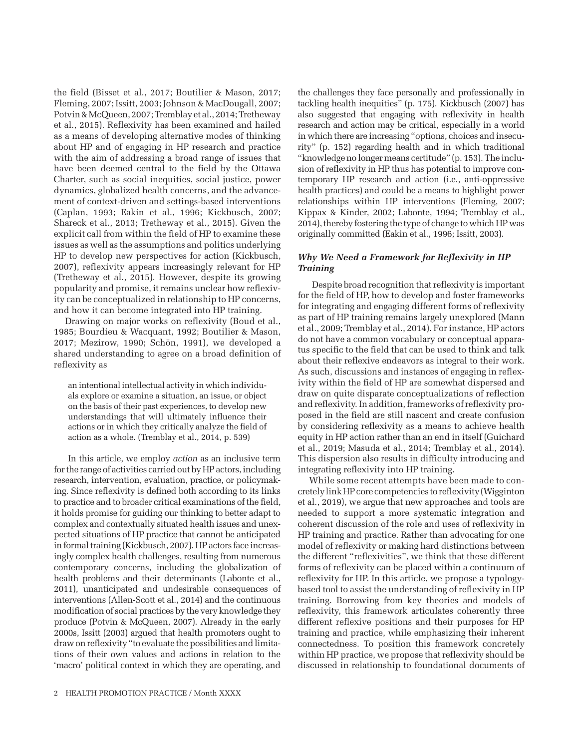the field (Bisset et al., 2017; Boutilier & Mason, 2017; Fleming, 2007; Issitt, 2003; Johnson & MacDougall, 2007; Potvin & McQueen, 2007; Tremblay et al., 2014; Tretheway et al., 2015). Reflexivity has been examined and hailed as a means of developing alternative modes of thinking about HP and of engaging in HP research and practice with the aim of addressing a broad range of issues that have been deemed central to the field by the Ottawa Charter, such as social inequities, social justice, power dynamics, globalized health concerns, and the advancement of context-driven and settings-based interventions (Caplan, 1993; Eakin et al., 1996; Kickbusch, 2007; Shareck et al., 2013; Tretheway et al., 2015). Given the explicit call from within the field of HP to examine these issues as well as the assumptions and politics underlying HP to develop new perspectives for action (Kickbusch, 2007), reflexivity appears increasingly relevant for HP (Tretheway et al., 2015). However, despite its growing popularity and promise, it remains unclear how reflexivity can be conceptualized in relationship to HP concerns, and how it can become integrated into HP training.

Drawing on major works on reflexivity (Boud et al., 1985; Bourdieu & Wacquant, 1992; Boutilier & Mason, 2017; Mezirow, 1990; Schön, 1991), we developed a shared understanding to agree on a broad definition of reflexivity as

> an intentional intellectual activity in which individuals explore or examine a situation, an issue, or object on the basis of their past experiences, to develop new understandings that will ultimately influence their actions or in which they critically analyze the field of action as a whole. (Tremblay et al., 2014, p. 539)

In this article, we employ *action* as an inclusive term for the range of activities carried out by HP actors, including research, intervention, evaluation, practice, or policymaking. Since reflexivity is defined both according to its links to practice and to broader critical examinations of the field, it holds promise for guiding our thinking to better adapt to complex and contextually situated health issues and unexpected situations of HP practice that cannot be anticipated in formal training (Kickbusch, 2007). HP actors face increasingly complex health challenges, resulting from numerous contemporary concerns, including the globalization of health problems and their determinants (Labonte et al., 2011), unanticipated and undesirable consequences of interventions (Allen-Scott et al., 2014) and the continuous modification of social practices by the very knowledge they produce (Potvin & McQueen, 2007). Already in the early 2000s, Issitt (2003) argued that health promoters ought to draw on reflexivity "to evaluate the possibilities and limitations of their own values and actions in relation to the 'macro' political context in which they are operating, and the challenges they face personally and professionally in tackling health inequities" (p. 175). Kickbusch (2007) has also suggested that engaging with reflexivity in health research and action may be critical, especially in a world in which there are increasing "options, choices and insecurity" (p. 152) regarding health and in which traditional "knowledge no longer means certitude" (p. 153). The inclusion of reflexivity in HP thus has potential to improve contemporary HP research and action (i.e., anti-oppressive health practices) and could be a means to highlight power relationships within HP interventions (Fleming, 2007; Kippax & Kinder, 2002; Labonte, 1994; Tremblay et al., 2014), thereby fostering the type of change to which HP was originally committed (Eakin et al., 1996; Issitt, 2003).

### *Why We Need a Framework for Reflexivity in HP Training*

Despite broad recognition that reflexivity is important for the field of HP, how to develop and foster frameworks for integrating and engaging different forms of reflexivity as part of HP training remains largely unexplored (Mann et al., 2009; Tremblay et al., 2014). For instance, HP actors do not have a common vocabulary or conceptual apparatus specific to the field that can be used to think and talk about their reflexive endeavors as integral to their work. As such, discussions and instances of engaging in reflexivity within the field of HP are somewhat dispersed and draw on quite disparate conceptualizations of reflection and reflexivity. In addition, frameworks of reflexivity proposed in the field are still nascent and create confusion by considering reflexivity as a means to achieve health equity in HP action rather than an end in itself (Guichard et al., 2019; Masuda et al., 2014; Tremblay et al., 2014). This dispersion also results in difficulty introducing and integrating reflexivity into HP training.

While some recent attempts have been made to concretely link HP core competencies to reflexivity (Wigginton et al., 2019), we argue that new approaches and tools are needed to support a more systematic integration and coherent discussion of the role and uses of reflexivity in HP training and practice. Rather than advocating for one model of reflexivity or making hard distinctions between the different "reflexivities", we think that these different forms of reflexivity can be placed within a continuum of reflexivity for HP. In this article, we propose a typology-based tool to assist the understanding of reflexivity in HP training. Borrowing from key theories and models of reflexivity, this framework articulates coherently three different reflexive positions and their purposes for HP training and practice, while emphasizing their inherent connectedness. To position this framework concretely within HP practice, we propose that reflexivity should be discussed in relationship to foundational documents of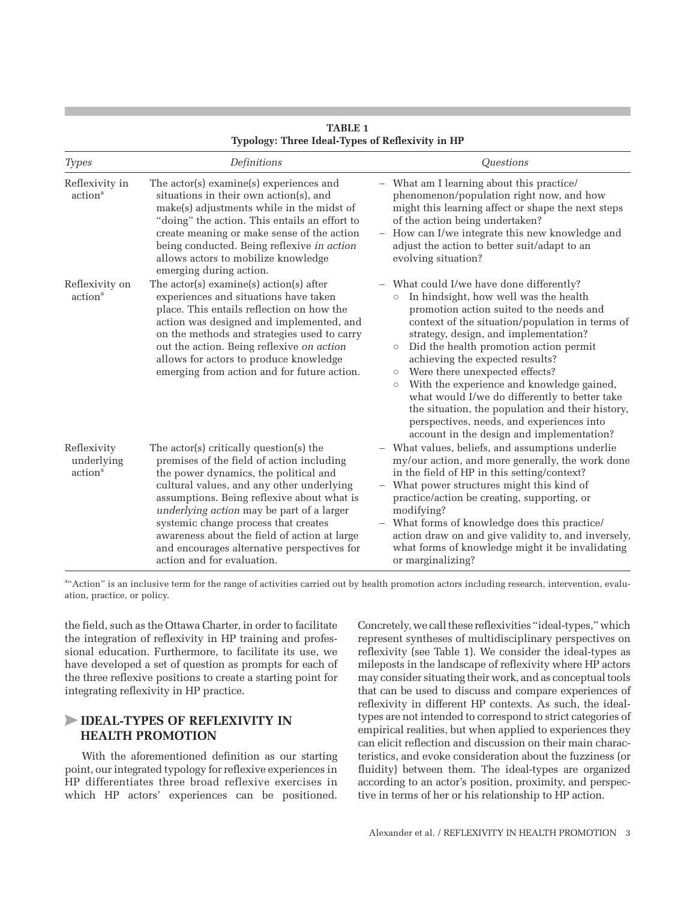**TABLE 1**
**Typology: Three Ideal-Types of Reflexivity in HP**

| *Types* | *Definitions* | *Questions* |
|---|---|---|
| Reflexivity in action[a] | The actor(s) examine(s) experiences and situations in their own action(s), and make(s) adjustments while in the midst of "doing" the action. This entails an effort to create meaning or make sense of the action being conducted. Being reflexive *in action* allows actors to mobilize knowledge emerging during action. | – What am I learning about this practice/phenomenon/population right now, and how might this learning affect or shape the next steps of the action being undertaken?<br>– How can I/we integrate this new knowledge and adjust the action to better suit/adapt to an evolving situation? |
| Reflexivity on action[a] | The actor(s) examine(s) action(s) after experiences and situations have taken place. This entails reflection on how the action was designed and implemented, and on the methods and strategies used to carry out the action. Being reflexive *on action* allows for actors to produce knowledge emerging from action and for future action. | – What could I/we have done differently?<br>○ In hindsight, how well was the health promotion action suited to the needs and context of the situation/population in terms of strategy, design, and implementation?<br>○ Did the health promotion action permit achieving the expected results?<br>○ Were there unexpected effects?<br>○ With the experience and knowledge gained, what would I/we do differently to better take the situation, the population and their history, perspectives, needs, and experiences into account in the design and implementation? |
| Reflexivity underlying action[a] | The actor(s) critically question(s) the premises of the field of action including the power dynamics, the political and cultural values, and any other underlying assumptions. Being reflexive about what is *underlying action* may be part of a larger systemic change process that creates awareness about the field of action at large and encourages alternative perspectives for action and for evaluation. | – What values, beliefs, and assumptions underlie my/our action, and more generally, the work done in the field of HP in this setting/context?<br>– What power structures might this kind of practice/action be creating, supporting, or modifying?<br>– What forms of knowledge does this practice/action draw on and give validity to, and inversely, what forms of knowledge might it be invalidating or marginalizing? |

[a]"Action" is an inclusive term for the range of activities carried out by health promotion actors including research, intervention, evaluation, practice, or policy.

the field, such as the Ottawa Charter, in order to facilitate the integration of reflexivity in HP training and professional education. Furthermore, to facilitate its use, we have developed a set of question as prompts for each of the three reflexive positions to create a starting point for integrating reflexivity in HP practice.

## IDEAL-TYPES OF REFLEXIVITY IN HEALTH PROMOTION

With the aforementioned definition as our starting point, our integrated typology for reflexive experiences in HP differentiates three broad reflexive exercises in which HP actors' experiences can be positioned. Concretely, we call these reflexivities "ideal-types," which represent syntheses of multidisciplinary perspectives on reflexivity (see Table 1). We consider the ideal-types as mileposts in the landscape of reflexivity where HP actors may consider situating their work, and as conceptual tools that can be used to discuss and compare experiences of reflexivity in different HP contexts. As such, the ideal-types are not intended to correspond to strict categories of empirical realities, but when applied to experiences they can elicit reflection and discussion on their main characteristics, and evoke consideration about the fuzziness (or fluidity) between them. The ideal-types are organized according to an actor's position, proximity, and perspective in terms of her or his relationship to HP action.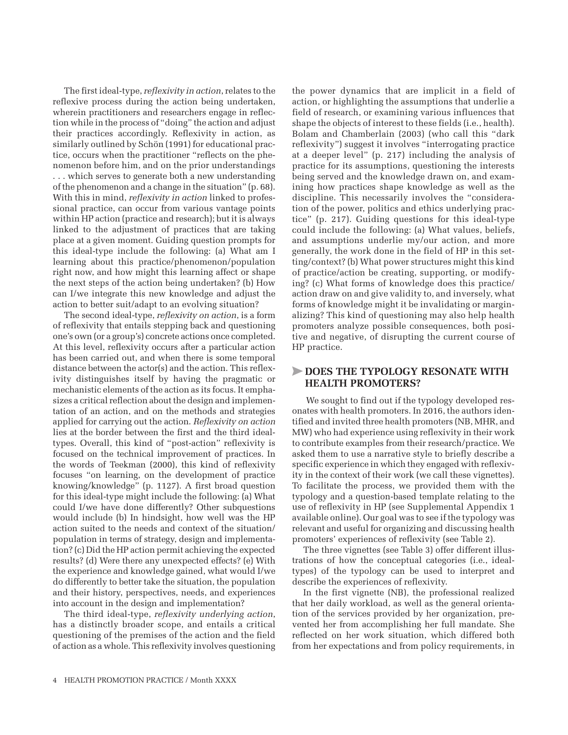The first ideal-type, *reflexivity in action*, relates to the reflexive process during the action being undertaken, wherein practitioners and researchers engage in reflection while in the process of "doing" the action and adjust their practices accordingly. Reflexivity in action, as similarly outlined by Schön (1991) for educational practice, occurs when the practitioner "reflects on the phenomenon before him, and on the prior understandings . . . which serves to generate both a new understanding of the phenomenon and a change in the situation" (p. 68). With this in mind, *reflexivity in action* linked to professional practice, can occur from various vantage points within HP action (practice and research); but it is always linked to the adjustment of practices that are taking place at a given moment. Guiding question prompts for this ideal-type include the following: (a) What am I learning about this practice/phenomenon/population right now, and how might this learning affect or shape the next steps of the action being undertaken? (b) How can I/we integrate this new knowledge and adjust the action to better suit/adapt to an evolving situation?

The second ideal-type, *reflexivity on action*, is a form of reflexivity that entails stepping back and questioning one's own (or a group's) concrete actions once completed. At this level, reflexivity occurs after a particular action has been carried out, and when there is some temporal distance between the actor(s) and the action. This reflexivity distinguishes itself by having the pragmatic or mechanistic elements of the action as its focus. It emphasizes a critical reflection about the design and implementation of an action, and on the methods and strategies applied for carrying out the action. *Reflexivity on action* lies at the border between the first and the third ideal-types. Overall, this kind of "post-action" reflexivity is focused on the technical improvement of practices. In the words of Teekman (2000), this kind of reflexivity focuses "on learning, on the development of practice knowing/knowledge" (p. 1127). A first broad question for this ideal-type might include the following: (a) What could I/we have done differently? Other subquestions would include (b) In hindsight, how well was the HP action suited to the needs and context of the situation/population in terms of strategy, design and implementation? (c) Did the HP action permit achieving the expected results? (d) Were there any unexpected effects? (e) With the experience and knowledge gained, what would I/we do differently to better take the situation, the population and their history, perspectives, needs, and experiences into account in the design and implementation?

The third ideal-type, *reflexivity underlying action*, has a distinctly broader scope, and entails a critical questioning of the premises of the action and the field of action as a whole. This reflexivity involves questioning the power dynamics that are implicit in a field of action, or highlighting the assumptions that underlie a field of research, or examining various influences that shape the objects of interest to these fields (i.e., health). Bolam and Chamberlain (2003) (who call this "dark reflexivity") suggest it involves "interrogating practice at a deeper level" (p. 217) including the analysis of practice for its assumptions, questioning the interests being served and the knowledge drawn on, and examining how practices shape knowledge as well as the discipline. This necessarily involves the "consideration of the power, politics and ethics underlying practice" (p. 217). Guiding questions for this ideal-type could include the following: (a) What values, beliefs, and assumptions underlie my/our action, and more generally, the work done in the field of HP in this setting/context? (b) What power structures might this kind of practice/action be creating, supporting, or modifying? (c) What forms of knowledge does this practice/action draw on and give validity to, and inversely, what forms of knowledge might it be invalidating or marginalizing? This kind of questioning may also help health promoters analyze possible consequences, both positive and negative, of disrupting the current course of HP practice.

## DOES THE TYPOLOGY RESONATE WITH HEALTH PROMOTERS?

We sought to find out if the typology developed resonates with health promoters. In 2016, the authors identified and invited three health promoters (NB, MHR, and MW) who had experience using reflexivity in their work to contribute examples from their research/practice. We asked them to use a narrative style to briefly describe a specific experience in which they engaged with reflexivity in the context of their work (we call these vignettes). To facilitate the process, we provided them with the typology and a question-based template relating to the use of reflexivity in HP (see Supplemental Appendix 1 available online). Our goal was to see if the typology was relevant and useful for organizing and discussing health promoters' experiences of reflexivity (see Table 2).

The three vignettes (see Table 3) offer different illustrations of how the conceptual categories (i.e., ideal-types) of the typology can be used to interpret and describe the experiences of reflexivity.

In the first vignette (NB), the professional realized that her daily workload, as well as the general orientation of the services provided by her organization, prevented her from accomplishing her full mandate. She reflected on her work situation, which differed both from her expectations and from policy requirements, in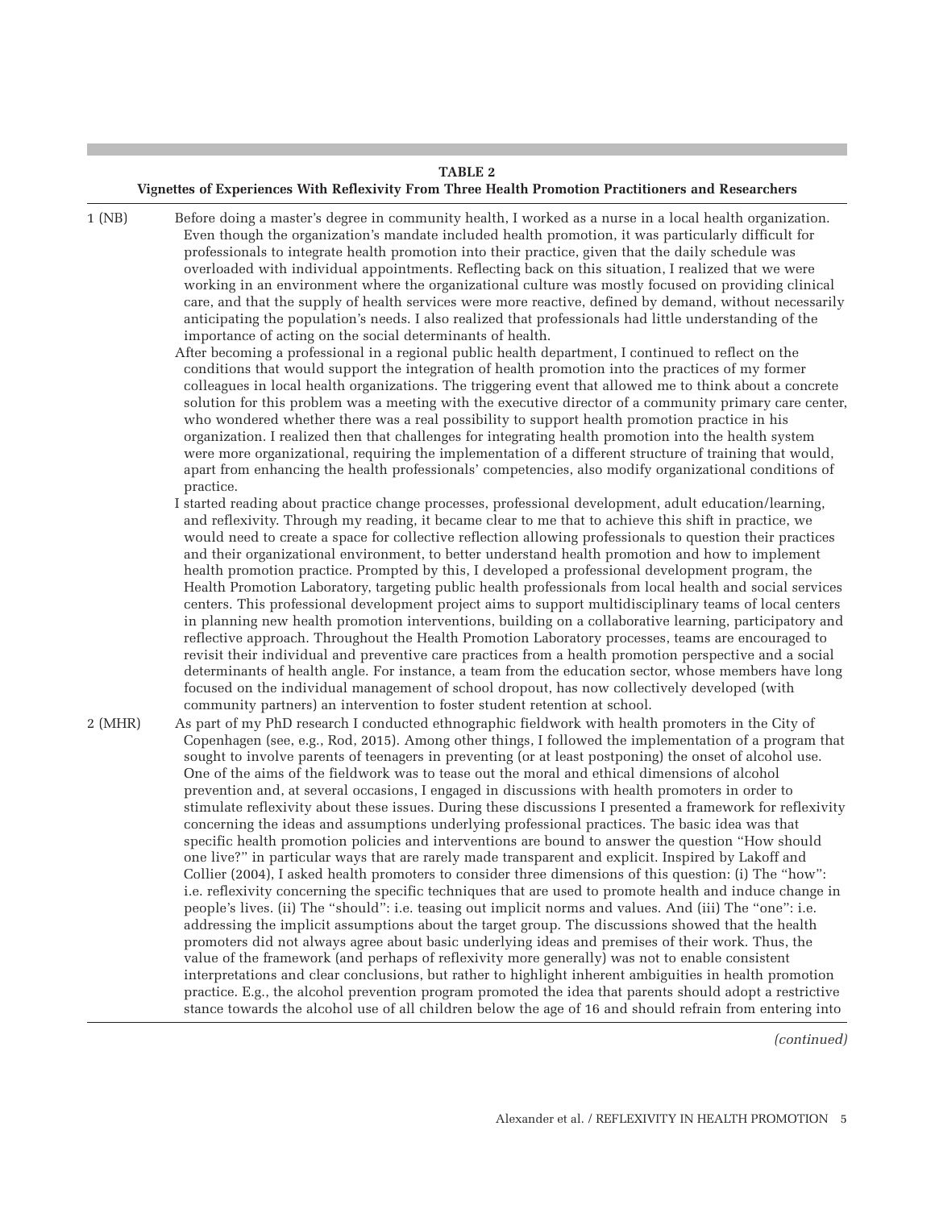**TABLE 2**
**Vignettes of Experiences With Reflexivity From Three Health Promotion Practitioners and Researchers**

| | |
|---|---|
| 1 (NB) | Before doing a master's degree in community health, I worked as a nurse in a local health organization. Even though the organization's mandate included health promotion, it was particularly difficult for professionals to integrate health promotion into their practice, given that the daily schedule was overloaded with individual appointments. Reflecting back on this situation, I realized that we were working in an environment where the organizational culture was mostly focused on providing clinical care, and that the supply of health services were more reactive, defined by demand, without necessarily anticipating the population's needs. I also realized that professionals had little understanding of the importance of acting on the social determinants of health.<br>After becoming a professional in a regional public health department, I continued to reflect on the conditions that would support the integration of health promotion into the practices of my former colleagues in local health organizations. The triggering event that allowed me to think about a concrete solution for this problem was a meeting with the executive director of a community primary care center, who wondered whether there was a real possibility to support health promotion practice in his organization. I realized then that challenges for integrating health promotion into the health system were more organizational, requiring the implementation of a different structure of training that would, apart from enhancing the health professionals' competencies, also modify organizational conditions of practice.<br>I started reading about practice change processes, professional development, adult education/learning, and reflexivity. Through my reading, it became clear to me that to achieve this shift in practice, we would need to create a space for collective reflection allowing professionals to question their practices and their organizational environment, to better understand health promotion and how to implement health promotion practice. Prompted by this, I developed a professional development program, the Health Promotion Laboratory, targeting public health professionals from local health and social services centers. This professional development project aims to support multidisciplinary teams of local centers in planning new health promotion interventions, building on a collaborative learning, participatory and reflective approach. Throughout the Health Promotion Laboratory processes, teams are encouraged to revisit their individual and preventive care practices from a health promotion perspective and a social determinants of health angle. For instance, a team from the education sector, whose members have long focused on the individual management of school dropout, has now collectively developed (with community partners) an intervention to foster student retention at school. |
| 2 (MHR) | As part of my PhD research I conducted ethnographic fieldwork with health promoters in the City of Copenhagen (see, e.g., Rod, 2015). Among other things, I followed the implementation of a program that sought to involve parents of teenagers in preventing (or at least postponing) the onset of alcohol use. One of the aims of the fieldwork was to tease out the moral and ethical dimensions of alcohol prevention and, at several occasions, I engaged in discussions with health promoters in order to stimulate reflexivity about these issues. During these discussions I presented a framework for reflexivity concerning the ideas and assumptions underlying professional practices. The basic idea was that specific health promotion policies and interventions are bound to answer the question "How should one live?" in particular ways that are rarely made transparent and explicit. Inspired by Lakoff and Collier (2004), I asked health promoters to consider three dimensions of this question: (i) The "how": i.e. reflexivity concerning the specific techniques that are used to promote health and induce change in people's lives. (ii) The "should": i.e. teasing out implicit norms and values. And (iii) The "one": i.e. addressing the implicit assumptions about the target group. The discussions showed that the health promoters did not always agree about basic underlying ideas and premises of their work. Thus, the value of the framework (and perhaps of reflexivity more generally) was not to enable consistent interpretations and clear conclusions, but rather to highlight inherent ambiguities in health promotion practice. E.g., the alcohol prevention program promoted the idea that parents should adopt a restrictive stance towards the alcohol use of all children below the age of 16 and should refrain from entering into |

*(continued)*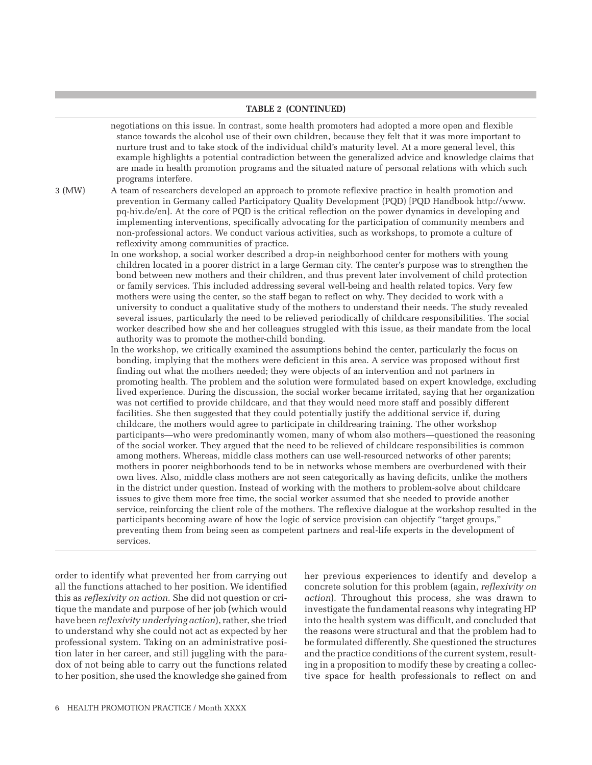**TABLE 2 (CONTINUED)**

| | |
|---|---|
| | negotiations on this issue. In contrast, some health promoters had adopted a more open and flexible stance towards the alcohol use of their own children, because they felt that it was more important to nurture trust and to take stock of the individual child's maturity level. At a more general level, this example highlights a potential contradiction between the generalized advice and knowledge claims that are made in health promotion programs and the situated nature of personal relations with which such programs interfere. |
| 3 (MW) | A team of researchers developed an approach to promote reflexive practice in health promotion and prevention in Germany called Participatory Quality Development (PQD) [PQD Handbook http://www.pq-hiv.de/en]. At the core of PQD is the critical reflection on the power dynamics in developing and implementing interventions, specifically advocating for the participation of community members and non-professional actors. We conduct various activities, such as workshops, to promote a culture of reflexivity among communities of practice. <br> In one workshop, a social worker described a drop-in neighborhood center for mothers with young children located in a poorer district in a large German city. The center's purpose was to strengthen the bond between new mothers and their children, and thus prevent later involvement of child protection or family services. This included addressing several well-being and health related topics. Very few mothers were using the center, so the staff began to reflect on why. They decided to work with a university to conduct a qualitative study of the mothers to understand their needs. The study revealed several issues, particularly the need to be relieved periodically of childcare responsibilities. The social worker described how she and her colleagues struggled with this issue, as their mandate from the local authority was to promote the mother-child bonding. <br> In the workshop, we critically examined the assumptions behind the center, particularly the focus on bonding, implying that the mothers were deficient in this area. A service was proposed without first finding out what the mothers needed; they were objects of an intervention and not partners in promoting health. The problem and the solution were formulated based on expert knowledge, excluding lived experience. During the discussion, the social worker became irritated, saying that her organization was not certified to provide childcare, and that they would need more staff and possibly different facilities. She then suggested that they could potentially justify the additional service if, during childcare, the mothers would agree to participate in childrearing training. The other workshop participants—who were predominantly women, many of whom also mothers—questioned the reasoning of the social worker. They argued that the need to be relieved of childcare responsibilities is common among mothers. Whereas, middle class mothers can use well-resourced networks of other parents; mothers in poorer neighborhoods tend to be in networks whose members are overburdened with their own lives. Also, middle class mothers are not seen categorically as having deficits, unlike the mothers in the district under question. Instead of working with the mothers to problem-solve about childcare issues to give them more free time, the social worker assumed that she needed to provide another service, reinforcing the client role of the mothers. The reflexive dialogue at the workshop resulted in the participants becoming aware of how the logic of service provision can objectify "target groups," preventing them from being seen as competent partners and real-life experts in the development of services. |

order to identify what prevented her from carrying out all the functions attached to her position. We identified this as *reflexivity on action*. She did not question or critique the mandate and purpose of her job (which would have been *reflexivity underlying action*), rather, she tried to understand why she could not act as expected by her professional system. Taking on an administrative position later in her career, and still juggling with the paradox of not being able to carry out the functions related to her position, she used the knowledge she gained from her previous experiences to identify and develop a concrete solution for this problem (again, *reflexivity on action*). Throughout this process, she was drawn to investigate the fundamental reasons why integrating HP into the health system was difficult, and concluded that the reasons were structural and that the problem had to be formulated differently. She questioned the structures and the practice conditions of the current system, resulting in a proposition to modify these by creating a collective space for health professionals to reflect on and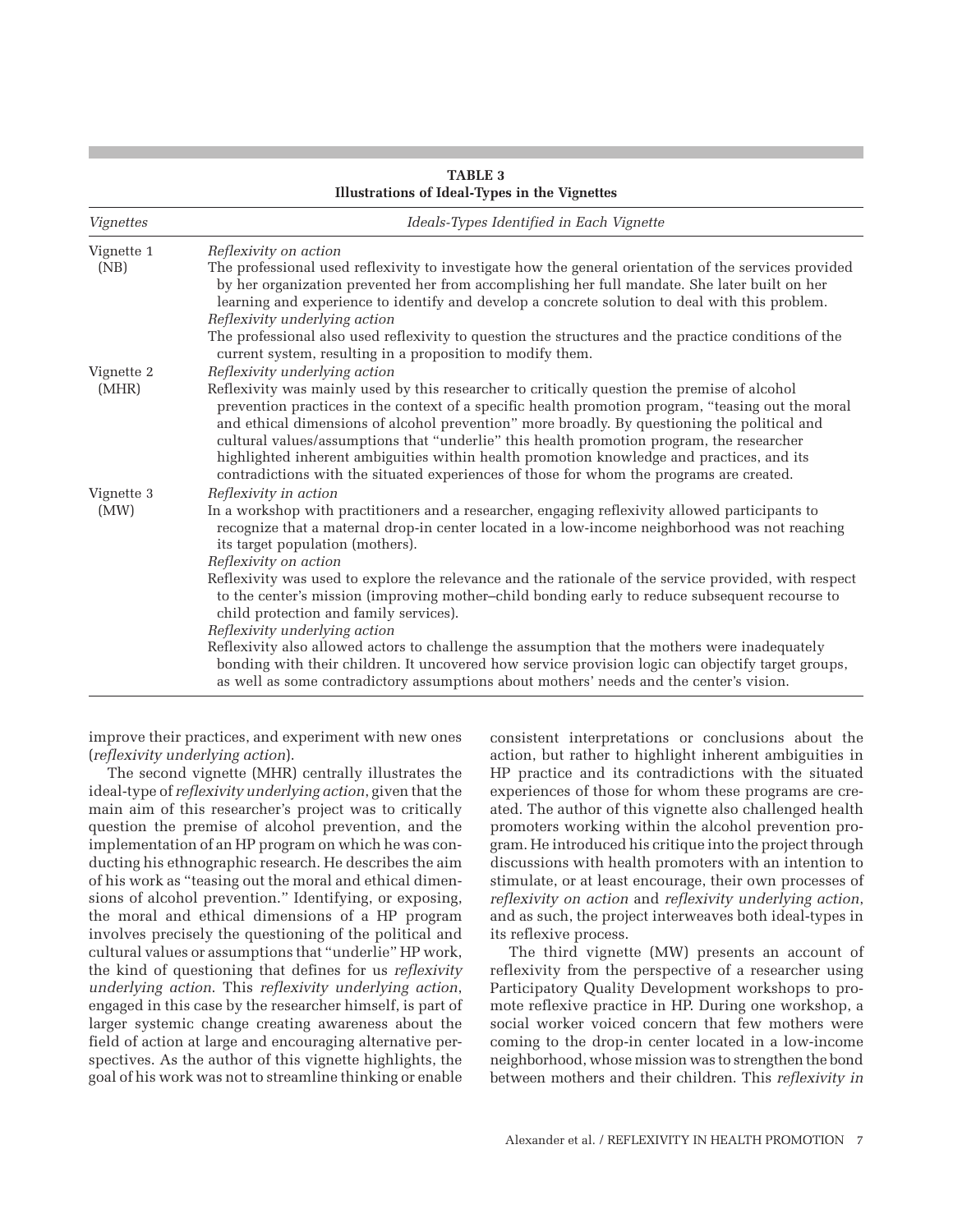**TABLE 3**
**Illustrations of Ideal-Types in the Vignettes**

| *Vignettes* | *Ideals-Types Identified in Each Vignette* |
|---|---|
| Vignette 1 (NB) | *Reflexivity on action*<br>The professional used reflexivity to investigate how the general orientation of the services provided by her organization prevented her from accomplishing her full mandate. She later built on her learning and experience to identify and develop a concrete solution to deal with this problem.<br>*Reflexivity underlying action*<br>The professional also used reflexivity to question the structures and the practice conditions of the current system, resulting in a proposition to modify them. |
| Vignette 2 (MHR) | *Reflexivity underlying action*<br>Reflexivity was mainly used by this researcher to critically question the premise of alcohol prevention practices in the context of a specific health promotion program, "teasing out the moral and ethical dimensions of alcohol prevention" more broadly. By questioning the political and cultural values/assumptions that "underlie" this health promotion program, the researcher highlighted inherent ambiguities within health promotion knowledge and practices, and its contradictions with the situated experiences of those for whom the programs are created. |
| Vignette 3 (MW) | *Reflexivity in action*<br>In a workshop with practitioners and a researcher, engaging reflexivity allowed participants to recognize that a maternal drop-in center located in a low-income neighborhood was not reaching its target population (mothers).<br>*Reflexivity on action*<br>Reflexivity was used to explore the relevance and the rationale of the service provided, with respect to the center's mission (improving mother–child bonding early to reduce subsequent recourse to child protection and family services).<br>*Reflexivity underlying action*<br>Reflexivity also allowed actors to challenge the assumption that the mothers were inadequately bonding with their children. It uncovered how service provision logic can objectify target groups, as well as some contradictory assumptions about mothers' needs and the center's vision. |

improve their practices, and experiment with new ones (*reflexivity underlying action*).

The second vignette (MHR) centrally illustrates the ideal-type of *reflexivity underlying action*, given that the main aim of this researcher's project was to critically question the premise of alcohol prevention, and the implementation of an HP program on which he was conducting his ethnographic research. He describes the aim of his work as "teasing out the moral and ethical dimensions of alcohol prevention." Identifying, or exposing, the moral and ethical dimensions of a HP program involves precisely the questioning of the political and cultural values or assumptions that "underlie" HP work, the kind of questioning that defines for us *reflexivity underlying action*. This *reflexivity underlying action*, engaged in this case by the researcher himself, is part of larger systemic change creating awareness about the field of action at large and encouraging alternative perspectives. As the author of this vignette highlights, the goal of his work was not to streamline thinking or enable consistent interpretations or conclusions about the action, but rather to highlight inherent ambiguities in HP practice and its contradictions with the situated experiences of those for whom these programs are created. The author of this vignette also challenged health promoters working within the alcohol prevention program. He introduced his critique into the project through discussions with health promoters with an intention to stimulate, or at least encourage, their own processes of *reflexivity on action* and *reflexivity underlying action*, and as such, the project interweaves both ideal-types in its reflexive process.

The third vignette (MW) presents an account of reflexivity from the perspective of a researcher using Participatory Quality Development workshops to promote reflexive practice in HP. During one workshop, a social worker voiced concern that few mothers were coming to the drop-in center located in a low-income neighborhood, whose mission was to strengthen the bond between mothers and their children. This *reflexivity in*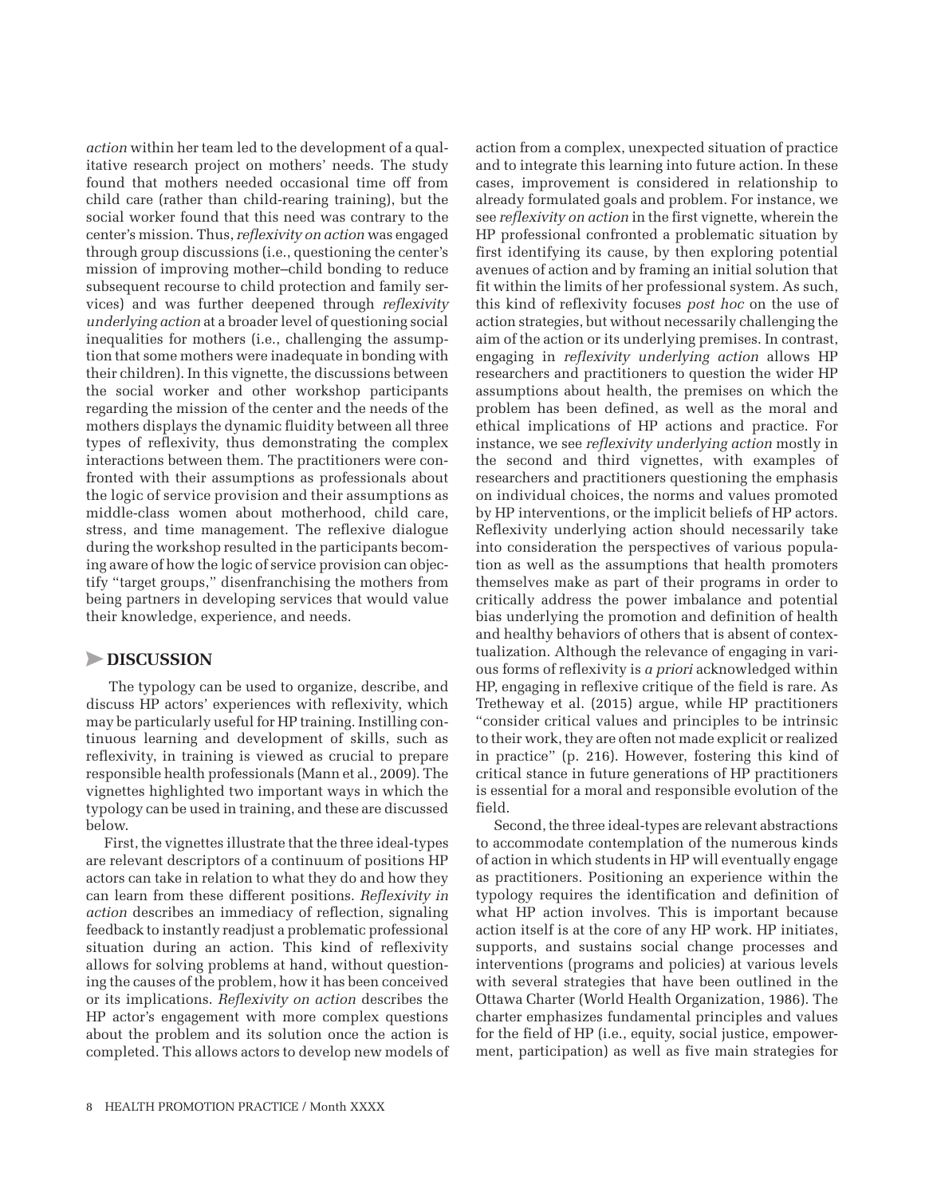*action* within her team led to the development of a qualitative research project on mothers' needs. The study found that mothers needed occasional time off from child care (rather than child-rearing training), but the social worker found that this need was contrary to the center's mission. Thus, *reflexivity on action* was engaged through group discussions (i.e., questioning the center's mission of improving mother–child bonding to reduce subsequent recourse to child protection and family services) and was further deepened through *reflexivity underlying action* at a broader level of questioning social inequalities for mothers (i.e., challenging the assumption that some mothers were inadequate in bonding with their children). In this vignette, the discussions between the social worker and other workshop participants regarding the mission of the center and the needs of the mothers displays the dynamic fluidity between all three types of reflexivity, thus demonstrating the complex interactions between them. The practitioners were confronted with their assumptions as professionals about the logic of service provision and their assumptions as middle-class women about motherhood, child care, stress, and time management. The reflexive dialogue during the workshop resulted in the participants becoming aware of how the logic of service provision can objectify "target groups," disenfranchising the mothers from being partners in developing services that would value their knowledge, experience, and needs.

## DISCUSSION

The typology can be used to organize, describe, and discuss HP actors' experiences with reflexivity, which may be particularly useful for HP training. Instilling continuous learning and development of skills, such as reflexivity, in training is viewed as crucial to prepare responsible health professionals (Mann et al., 2009). The vignettes highlighted two important ways in which the typology can be used in training, and these are discussed below.

First, the vignettes illustrate that the three ideal-types are relevant descriptors of a continuum of positions HP actors can take in relation to what they do and how they can learn from these different positions. *Reflexivity in action* describes an immediacy of reflection, signaling feedback to instantly readjust a problematic professional situation during an action. This kind of reflexivity allows for solving problems at hand, without questioning the causes of the problem, how it has been conceived or its implications. *Reflexivity on action* describes the HP actor's engagement with more complex questions about the problem and its solution once the action is completed. This allows actors to develop new models of action from a complex, unexpected situation of practice and to integrate this learning into future action. In these cases, improvement is considered in relationship to already formulated goals and problem. For instance, we see *reflexivity on action* in the first vignette, wherein the HP professional confronted a problematic situation by first identifying its cause, by then exploring potential avenues of action and by framing an initial solution that fit within the limits of her professional system. As such, this kind of reflexivity focuses *post hoc* on the use of action strategies, but without necessarily challenging the aim of the action or its underlying premises. In contrast, engaging in *reflexivity underlying action* allows HP researchers and practitioners to question the wider HP assumptions about health, the premises on which the problem has been defined, as well as the moral and ethical implications of HP actions and practice. For instance, we see *reflexivity underlying action* mostly in the second and third vignettes, with examples of researchers and practitioners questioning the emphasis on individual choices, the norms and values promoted by HP interventions, or the implicit beliefs of HP actors. Reflexivity underlying action should necessarily take into consideration the perspectives of various population as well as the assumptions that health promoters themselves make as part of their programs in order to critically address the power imbalance and potential bias underlying the promotion and definition of health and healthy behaviors of others that is absent of contextualization. Although the relevance of engaging in various forms of reflexivity is *a priori* acknowledged within HP, engaging in reflexive critique of the field is rare. As Tretheway et al. (2015) argue, while HP practitioners "consider critical values and principles to be intrinsic to their work, they are often not made explicit or realized in practice" (p. 216). However, fostering this kind of critical stance in future generations of HP practitioners is essential for a moral and responsible evolution of the field.

Second, the three ideal-types are relevant abstractions to accommodate contemplation of the numerous kinds of action in which students in HP will eventually engage as practitioners. Positioning an experience within the typology requires the identification and definition of what HP action involves. This is important because action itself is at the core of any HP work. HP initiates, supports, and sustains social change processes and interventions (programs and policies) at various levels with several strategies that have been outlined in the Ottawa Charter (World Health Organization, 1986). The charter emphasizes fundamental principles and values for the field of HP (i.e., equity, social justice, empowerment, participation) as well as five main strategies for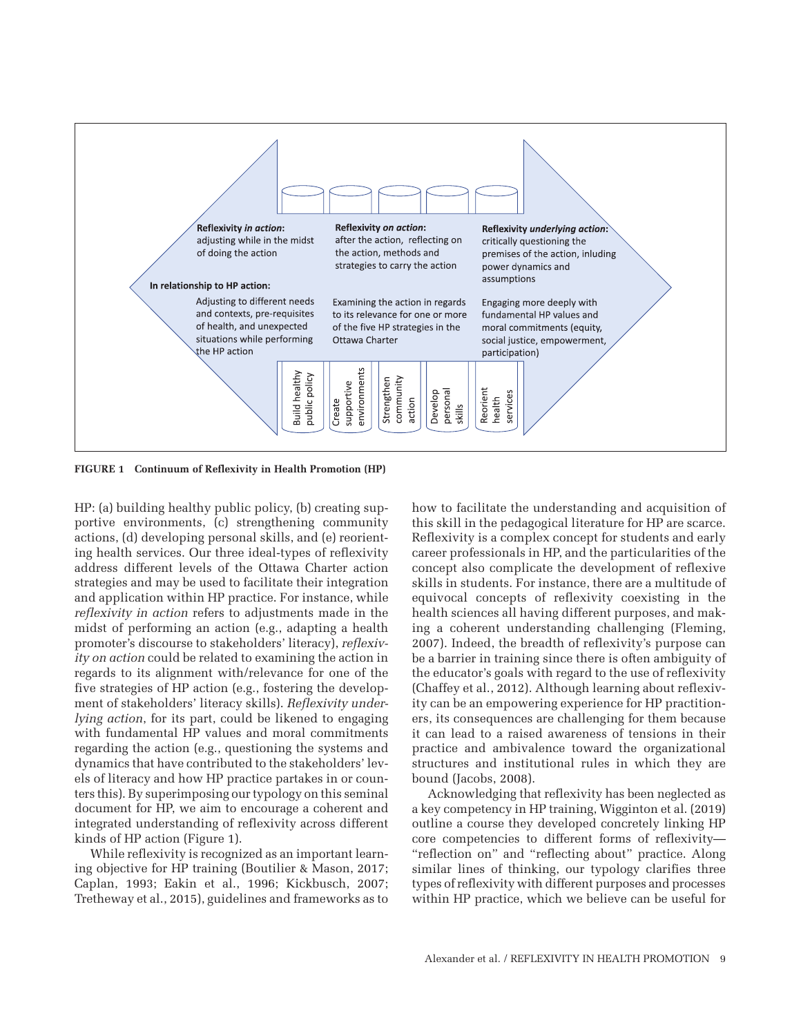Reflexivity *in action*: adjusting while in the midst of doing the action

Reflexivity *on action*: after the action, reflecting on the action, methods and strategies to carry the action

Reflexivity *underlying action*: critically questioning the premises of the action, inluding power dynamics and assumptions

In relationship to HP action:

Adjusting to different needs and contexts, pre-requisites of health, and unexpected situations while performing the HP action

Examining the action in regards to its relevance for one or more of the five HP strategies in the Ottawa Charter

Engaging more deeply with fundamental HP values and moral commitments (equity, social justice, empowerment, participation)

Build healthy public policy | Create supportive environments | Strengthen community action | Develop personal skills | Reorient health services

**FIGURE 1 Continuum of Reflexivity in Health Promotion (HP)**

HP: (a) building healthy public policy, (b) creating supportive environments, (c) strengthening community actions, (d) developing personal skills, and (e) reorienting health services. Our three ideal-types of reflexivity address different levels of the Ottawa Charter action strategies and may be used to facilitate their integration and application within HP practice. For instance, while *reflexivity in action* refers to adjustments made in the midst of performing an action (e.g., adapting a health promoter's discourse to stakeholders' literacy), *reflexivity on action* could be related to examining the action in regards to its alignment with/relevance for one of the five strategies of HP action (e.g., fostering the development of stakeholders' literacy skills). *Reflexivity underlying action*, for its part, could be likened to engaging with fundamental HP values and moral commitments regarding the action (e.g., questioning the systems and dynamics that have contributed to the stakeholders' levels of literacy and how HP practice partakes in or counters this). By superimposing our typology on this seminal document for HP, we aim to encourage a coherent and integrated understanding of reflexivity across different kinds of HP action (Figure 1).

While reflexivity is recognized as an important learning objective for HP training (Boutilier & Mason, 2017; Caplan, 1993; Eakin et al., 1996; Kickbusch, 2007; Tretheway et al., 2015), guidelines and frameworks as to how to facilitate the understanding and acquisition of this skill in the pedagogical literature for HP are scarce. Reflexivity is a complex concept for students and early career professionals in HP, and the particularities of the concept also complicate the development of reflexive skills in students. For instance, there are a multitude of equivocal concepts of reflexivity coexisting in the health sciences all having different purposes, and making a coherent understanding challenging (Fleming, 2007). Indeed, the breadth of reflexivity's purpose can be a barrier in training since there is often ambiguity of the educator's goals with regard to the use of reflexivity (Chaffey et al., 2012). Although learning about reflexivity can be an empowering experience for HP practitioners, its consequences are challenging for them because it can lead to a raised awareness of tensions in their practice and ambivalence toward the organizational structures and institutional rules in which they are bound (Jacobs, 2008).

Acknowledging that reflexivity has been neglected as a key competency in HP training, Wigginton et al. (2019) outline a course they developed concretely linking HP core competencies to different forms of reflexivity—"reflection on" and "reflecting about" practice. Along similar lines of thinking, our typology clarifies three types of reflexivity with different purposes and processes within HP practice, which we believe can be useful for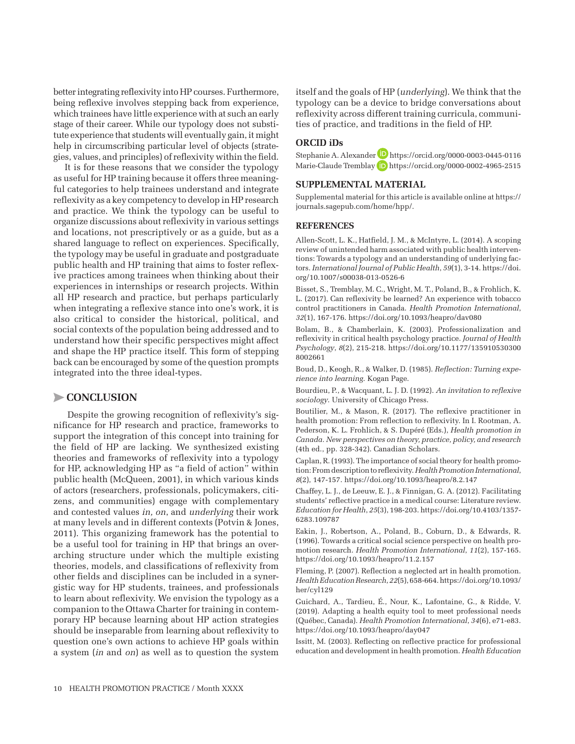better integrating reflexivity into HP courses. Furthermore, being reflexive involves stepping back from experience, which trainees have little experience with at such an early stage of their career. While our typology does not substitute experience that students will eventually gain, it might help in circumscribing particular level of objects (strategies, values, and principles) of reflexivity within the field.

It is for these reasons that we consider the typology as useful for HP training because it offers three meaningful categories to help trainees understand and integrate reflexivity as a key competency to develop in HP research and practice. We think the typology can be useful to organize discussions about reflexivity in various settings and locations, not prescriptively or as a guide, but as a shared language to reflect on experiences. Specifically, the typology may be useful in graduate and postgraduate public health and HP training that aims to foster reflexive practices among trainees when thinking about their experiences in internships or research projects. Within all HP research and practice, but perhaps particularly when integrating a reflexive stance into one's work, it is also critical to consider the historical, political, and social contexts of the population being addressed and to understand how their specific perspectives might affect and shape the HP practice itself. This form of stepping back can be encouraged by some of the question prompts integrated into the three ideal-types.

## CONCLUSION

Despite the growing recognition of reflexivity's significance for HP research and practice, frameworks to support the integration of this concept into training for the field of HP are lacking. We synthesized existing theories and frameworks of reflexivity into a typology for HP, acknowledging HP as "a field of action" within public health (McQueen, 2001), in which various kinds of actors (researchers, professionals, policymakers, citizens, and communities) engage with complementary and contested values *in*, *on*, and *underlying* their work at many levels and in different contexts (Potvin & Jones, 2011). This organizing framework has the potential to be a useful tool for training in HP that brings an overarching structure under which the multiple existing theories, models, and classifications of reflexivity from other fields and disciplines can be included in a synergistic way for HP students, trainees, and professionals to learn about reflexivity. We envision the typology as a companion to the Ottawa Charter for training in contemporary HP because learning about HP action strategies should be inseparable from learning about reflexivity to question one's own actions to achieve HP goals within a system (*in* and *on*) as well as to question the system itself and the goals of HP (*underlying*). We think that the typology can be a device to bridge conversations about reflexivity across different training curricula, communities of practice, and traditions in the field of HP.

### ORCID iDs

Stephanie A. Alexander https://orcid.org/0000-0003-0445-0116
Marie-Claude Tremblay https://orcid.org/0000-0002-4965-2515

### SUPPLEMENTAL MATERIAL

Supplemental material for this article is available online at https://journals.sagepub.com/home/hpp/.

### REFERENCES

Allen-Scott, L. K., Hatfield, J. M., & McIntyre, L. (2014). A scoping review of unintended harm associated with public health interventions: Towards a typology and an understanding of underlying factors. *International Journal of Public Health*, *59*(1), 3-14. https://doi.org/10.1007/s00038-013-0526-6

Bisset, S., Tremblay, M. C., Wright, M. T., Poland, B., & Frohlich, K. L. (2017). Can reflexivity be learned? An experience with tobacco control practitioners in Canada. *Health Promotion International*, *32*(1), 167-176. https://doi.org/10.1093/heapro/dav080

Bolam, B., & Chamberlain, K. (2003). Professionalization and reflexivity in critical health psychology practice. *Journal of Health Psychology*, *8*(2), 215-218. https://doi.org/10.1177/1359105303008002661

Boud, D., Keogh, R., & Walker, D. (1985). *Reflection: Turning experience into learning*. Kogan Page.

Bourdieu, P., & Wacquant, L. J. D. (1992). *An invitation to reflexive sociology*. University of Chicago Press.

Boutilier, M., & Mason, R. (2017). The reflexive practitioner in health promotion: From reflection to reflexivity. In I. Rootman, A. Pederson, K. L. Frohlich, & S. Dupéré (Eds.), *Health promotion in Canada. New perspectives on theory, practice, policy, and research* (4th ed., pp. 328-342). Canadian Scholars.

Caplan, R. (1993). The importance of social theory for health promotion: From description to reflexivity. *Health Promotion International*, *8*(2), 147-157. https://doi.org/10.1093/heapro/8.2.147

Chaffey, L. J., de Leeuw, E. J., & Finnigan, G. A. (2012). Facilitating students' reflective practice in a medical course: Literature review. *Education for Health*, *25*(3), 198-203. https://doi.org/10.4103/1357-6283.109787

Eakin, J., Robertson, A., Poland, B., Coburn, D., & Edwards, R. (1996). Towards a critical social science perspective on health promotion research. *Health Promotion International*, *11*(2), 157-165. https://doi.org/10.1093/heapro/11.2.157

Fleming, P. (2007). Reflection a neglected art in health promotion. *Health Education Research*, *22*(5), 658-664. https://doi.org/10.1093/her/cyl129

Guichard, A., Tardieu, É., Nour, K., Lafontaine, G., & Ridde, V. (2019). Adapting a health equity tool to meet professional needs (Québec, Canada). *Health Promotion International*, *34*(6), e71-e83. https://doi.org/10.1093/heapro/day047

Issitt, M. (2003). Reflecting on reflective practice for professional education and development in health promotion. *Health Education*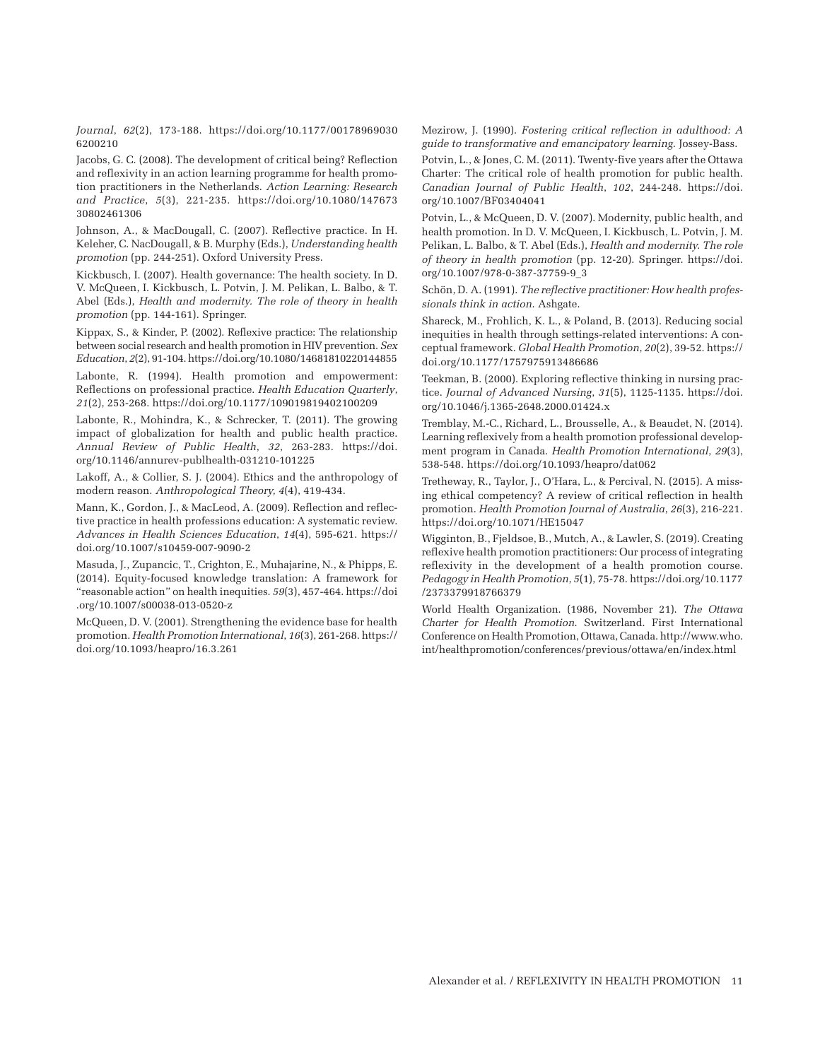*Journal*, *62*(2), 173-188. https://doi.org/10.1177/00178969030 6200210

Jacobs, G. C. (2008). The development of critical being? Reflection and reflexivity in an action learning programme for health promotion practitioners in the Netherlands. *Action Learning: Research and Practice*, *5*(3), 221-235. https://doi.org/10.1080/147673 30802461306

Johnson, A., & MacDougall, C. (2007). Reflective practice. In H. Keleher, C. NacDougall, & B. Murphy (Eds.), *Understanding health promotion* (pp. 244-251). Oxford University Press.

Kickbusch, I. (2007). Health governance: The health society. In D. V. McQueen, I. Kickbusch, L. Potvin, J. M. Pelikan, L. Balbo, & T. Abel (Eds.), *Health and modernity. The role of theory in health promotion* (pp. 144-161). Springer.

Kippax, S., & Kinder, P. (2002). Reflexive practice: The relationship between social research and health promotion in HIV prevention. *Sex Education*, *2*(2), 91-104. https://doi.org/10.1080/14681810220144855

Labonte, R. (1994). Health promotion and empowerment: Reflections on professional practice. *Health Education Quarterly*, *21*(2), 253-268. https://doi.org/10.1177/109019819402100209

Labonte, R., Mohindra, K., & Schrecker, T. (2011). The growing impact of globalization for health and public health practice. *Annual Review of Public Health*, *32*, 263-283. https://doi.org/10.1146/annurev-publhealth-031210-101225

Lakoff, A., & Collier, S. J. (2004). Ethics and the anthropology of modern reason. *Anthropological Theory, 4*(4), 419-434.

Mann, K., Gordon, J., & MacLeod, A. (2009). Reflection and reflective practice in health professions education: A systematic review. *Advances in Health Sciences Education*, *14*(4), 595-621. https://doi.org/10.1007/s10459-007-9090-2

Masuda, J., Zupancic, T., Crighton, E., Muhajarine, N., & Phipps, E. (2014). Equity-focused knowledge translation: A framework for "reasonable action" on health inequities. *59*(3), 457-464. https://doi .org/10.1007/s00038-013-0520-z

McQueen, D. V. (2001). Strengthening the evidence base for health promotion. *Health Promotion International*, *16*(3), 261-268. https://doi.org/10.1093/heapro/16.3.261

Mezirow, J. (1990). *Fostering critical reflection in adulthood: A guide to transformative and emancipatory learning*. Jossey-Bass.

Potvin, L., & Jones, C. M. (2011). Twenty-five years after the Ottawa Charter: The critical role of health promotion for public health. *Canadian Journal of Public Health*, *102*, 244-248. https://doi.org/10.1007/BF03404041

Potvin, L., & McQueen, D. V. (2007). Modernity, public health, and health promotion. In D. V. McQueen, I. Kickbusch, L. Potvin, J. M. Pelikan, L. Balbo, & T. Abel (Eds.), *Health and modernity. The role of theory in health promotion* (pp. 12-20). Springer. https://doi.org/10.1007/978-0-387-37759-9_3

Schön, D. A. (1991). *The reflective practitioner: How health professionals think in action*. Ashgate.

Shareck, M., Frohlich, K. L., & Poland, B. (2013). Reducing social inequities in health through settings-related interventions: A conceptual framework. *Global Health Promotion*, *20*(2), 39-52. https://doi.org/10.1177/1757975913486686

Teekman, B. (2000). Exploring reflective thinking in nursing practice. *Journal of Advanced Nursing*, *31*(5), 1125-1135. https://doi.org/10.1046/j.1365-2648.2000.01424.x

Tremblay, M.-C., Richard, L., Brousselle, A., & Beaudet, N. (2014). Learning reflexively from a health promotion professional development program in Canada. *Health Promotion International*, *29*(3), 538-548. https://doi.org/10.1093/heapro/dat062

Tretheway, R., Taylor, J., O'Hara, L., & Percival, N. (2015). A missing ethical competency? A review of critical reflection in health promotion. *Health Promotion Journal of Australia*, *26*(3), 216-221. https://doi.org/10.1071/HE15047

Wigginton, B., Fjeldsoe, B., Mutch, A., & Lawler, S. (2019). Creating reflexive health promotion practitioners: Our process of integrating reflexivity in the development of a health promotion course. *Pedagogy in Health Promotion*, *5*(1), 75-78. https://doi.org/10.1177 /2373379918766379

World Health Organization. (1986, November 21). *The Ottawa Charter for Health Promotion*. Switzerland. First International Conference on Health Promotion, Ottawa, Canada. http://www.who.int/healthpromotion/conferences/previous/ottawa/en/index.html